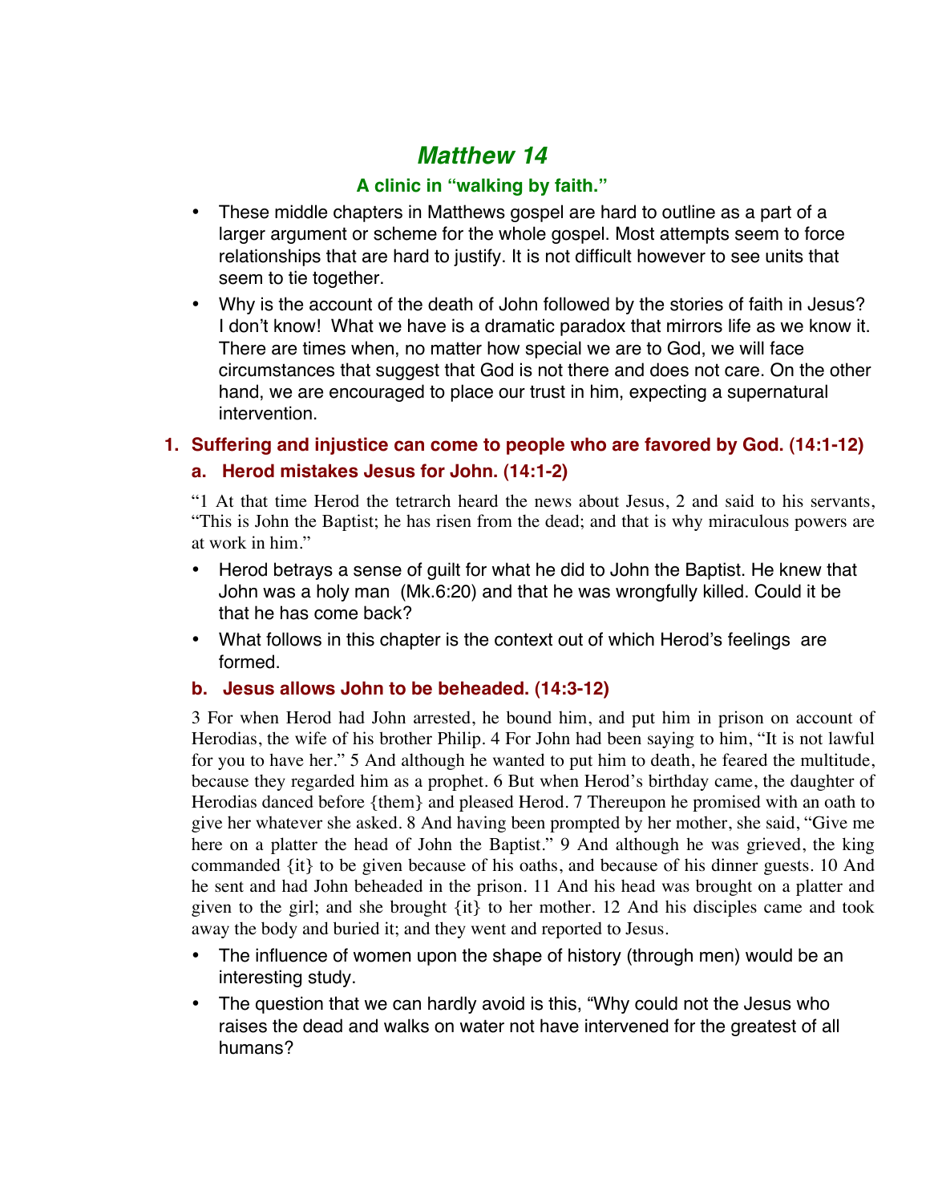# *Matthew 14*

### A clinic in "walking by faith."

- These middle chapters in Matthews gospel are hard to outline as a part of a larger argument or scheme for the whole gospel. Most attempts seem to force relationships that are hard to justify. It is not difficult however to see units that seem to tie together.
- Why is the account of the death of John followed by the stories of faith in Jesus? I don't know! What we have is a dramatic paradox that mirrors life as we know it. There are times when, no matter how special we are to God, we will face circumstances that suggest that God is not there and does not care. On the other hand, we are encouraged to place our trust in him, expecting a supernatural intervention.

## 1. Suffering and injustice can come to people who are favored by God. (14:1-12)

### a. Herod mistakes Jesus for John. (14:1-2)

"1 At that time Herod the tetrarch heard the news about Jesus, 2 and said to his servants, "This is John the Baptist; he has risen from the dead; and that is why miraculous powers are at work in him."

- Herod betrays a sense of guilt for what he did to John the Baptist. He knew that John was a holy man (Mk.6:20) and that he was wrongfully killed. Could it be that he has come back?
- What follows in this chapter is the context out of which Herod's feelings are formed.

### b. Jesus allows John to be beheaded. (14:3-12)

3 For when Herod had John arrested, he bound him, and put him in prison on account of Herodias, the wife of his brother Philip. 4 For John had been saying to him, "It is not lawful for you to have her." 5 And although he wanted to put him to death, he feared the multitude, because they regarded him as a prophet. 6 But when Herod's birthday came, the daughter of Herodias danced before {them} and pleased Herod. 7 Thereupon he promised with an oath to give her whatever she asked. 8 And having been prompted by her mother, she said, "Give me here on a platter the head of John the Baptist." 9 And although he was grieved, the king commanded {it} to be given because of his oaths, and because of his dinner guests. 10 And he sent and had John beheaded in the prison. 11 And his head was brought on a platter and given to the girl; and she brought {it} to her mother. 12 And his disciples came and took away the body and buried it; and they went and reported to Jesus.

- The influence of women upon the shape of history (through men) would be an interesting study.
- The question that we can hardly avoid is this, "Why could not the Jesus who raises the dead and walks on water not have intervened for the greatest of all humans?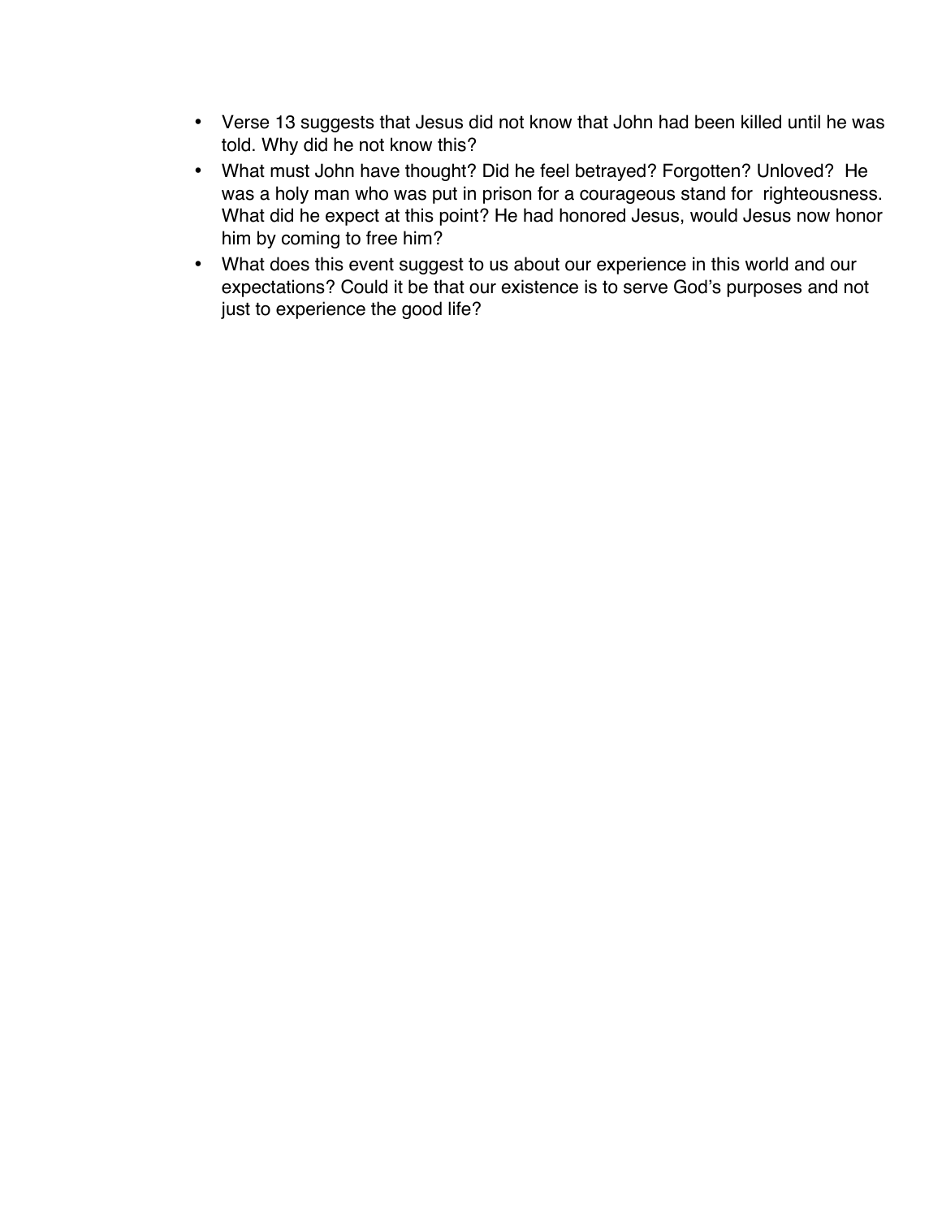- Verse 13 suggests that Jesus did not know that John had been killed until he was told. Why did he not know this?
- What must John have thought? Did he feel betrayed? Forgotten? Unloved? He was a holy man who was put in prison for a courageous stand for righteousness. What did he expect at this point? He had honored Jesus, would Jesus now honor him by coming to free him?
- What does this event suggest to us about our experience in this world and our expectations? Could it be that our existence is to serve God's purposes and not just to experience the good life?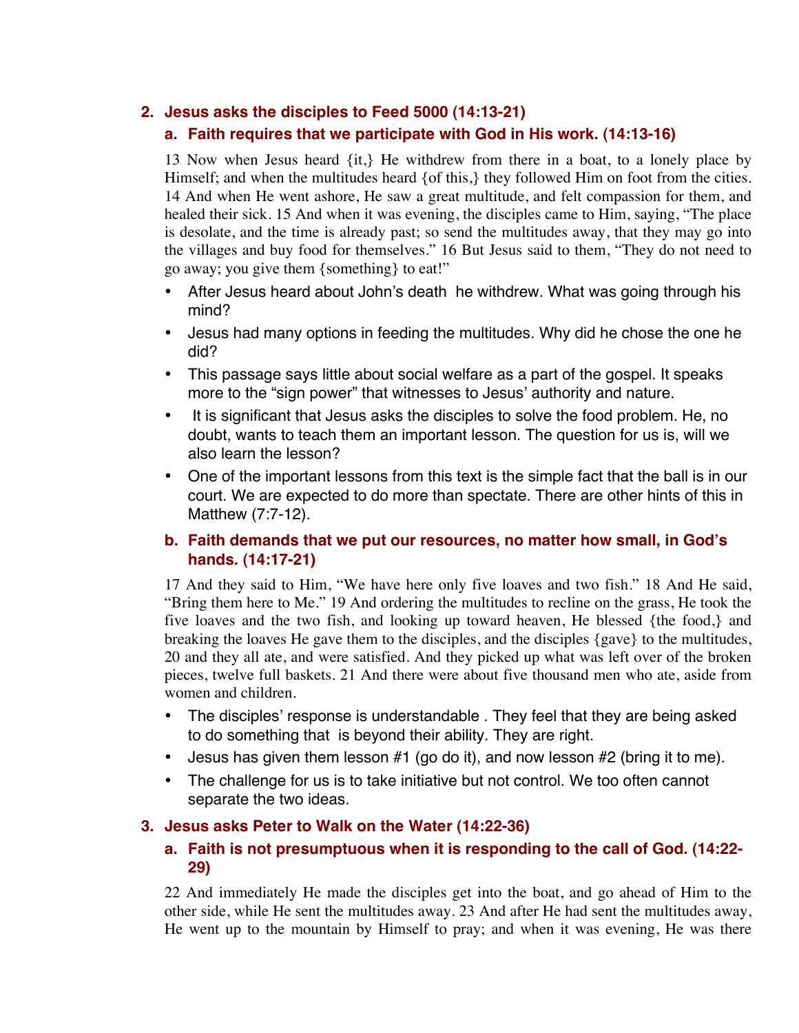2. **Jesus asks the disciples to Feed 5000 (14:13-21)**

   a. **Faith requires that we participate with God in His work. (14:13-16)**

13 Now when Jesus heard {it,} He withdrew from there in a boat, to a lonely place by Himself; and when the multitudes heard {of this,} they followed Him on foot from the cities. 14 And when He went ashore, He saw a great multitude, and felt compassion for them, and healed their sick. 15 And when it was evening, the disciples came to Him, saying, "The place is desolate, and the time is already past; so send the multitudes away, that they may go into the villages and buy food for themselves." 16 But Jesus said to them, "They do not need to go away; you give them {something} to eat!"

- After Jesus heard about John's death he withdrew. What was going through his mind?
- Jesus had many options in feeding the multitudes. Why did he chose the one he did?
- This passage says little about social welfare as a part of the gospel. It speaks more to the "sign power" that witnesses to Jesus' authority and nature.
- It is significant that Jesus asks the disciples to solve the food problem. He, no doubt, wants to teach them an important lesson. The question for us is, will we also learn the lesson?
- One of the important lessons from this text is the simple fact that the ball is in our court. We are expected to do more than spectate. There are other hints of this in Matthew (7:7-12).

   b. **Faith demands that we put our resources, no matter how small, in God's hands. (14:17-21)**

17 And they said to Him, "We have here only five loaves and two fish." 18 And He said, "Bring them here to Me." 19 And ordering the multitudes to recline on the grass, He took the five loaves and the two fish, and looking up toward heaven, He blessed {the food,} and breaking the loaves He gave them to the disciples, and the disciples {gave} to the multitudes, 20 and they all ate, and were satisfied. And they picked up what was left over of the broken pieces, twelve full baskets. 21 And there were about five thousand men who ate, aside from women and children.

- The disciples' response is understandable . They feel that they are being asked to do something that is beyond their ability. They are right.
- Jesus has given them lesson #1 (go do it), and now lesson #2 (bring it to me).
- The challenge for us is to take initiative but not control. We too often cannot separate the two ideas.

3. **Jesus asks Peter to Walk on the Water (14:22-36)**

   a. **Faith is not presumptuous when it is responding to the call of God. (14:22-29)**

22 And immediately He made the disciples get into the boat, and go ahead of Him to the other side, while He sent the multitudes away. 23 And after He had sent the multitudes away, He went up to the mountain by Himself to pray; and when it was evening, He was there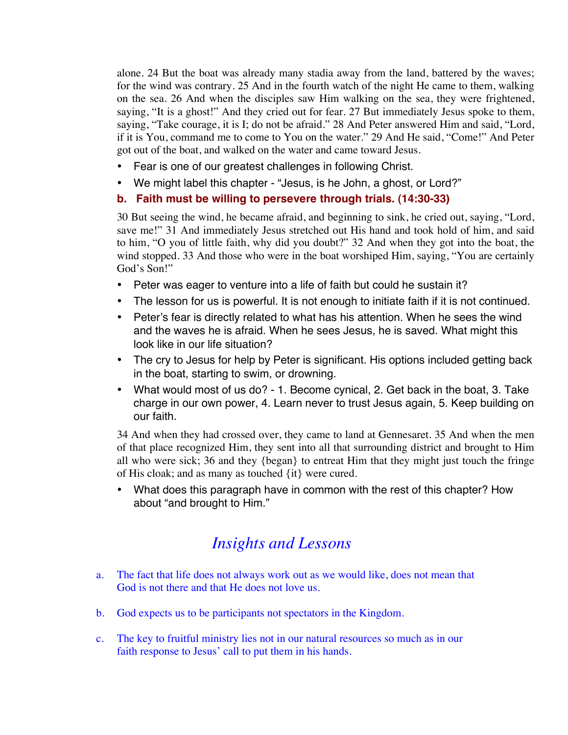alone. 24 But the boat was already many stadia away from the land, battered by the waves; for the wind was contrary. 25 And in the fourth watch of the night He came to them, walking on the sea. 26 And when the disciples saw Him walking on the sea, they were frightened, saying, "It is a ghost!" And they cried out for fear. 27 But immediately Jesus spoke to them, saying, "Take courage, it is I; do not be afraid." 28 And Peter answered Him and said, "Lord, if it is You, command me to come to You on the water." 29 And He said, "Come!" And Peter got out of the boat, and walked on the water and came toward Jesus.

- Fear is one of our greatest challenges in following Christ.
- We might label this chapter - "Jesus, is he John, a ghost, or Lord?"

### b. Faith must be willing to persevere through trials. (14:30-33)

30 But seeing the wind, he became afraid, and beginning to sink, he cried out, saying, "Lord, save me!" 31 And immediately Jesus stretched out His hand and took hold of him, and said to him, "O you of little faith, why did you doubt?" 32 And when they got into the boat, the wind stopped. 33 And those who were in the boat worshiped Him, saying, "You are certainly God's Son!"

- Peter was eager to venture into a life of faith but could he sustain it?
- The lesson for us is powerful. It is not enough to initiate faith if it is not continued.
- Peter's fear is directly related to what has his attention. When he sees the wind and the waves he is afraid. When he sees Jesus, he is saved. What might this look like in our life situation?
- The cry to Jesus for help by Peter is significant. His options included getting back in the boat, starting to swim, or drowning.
- What would most of us do? - 1. Become cynical, 2. Get back in the boat, 3. Take charge in our own power, 4. Learn never to trust Jesus again, 5. Keep building on our faith.

34 And when they had crossed over, they came to land at Gennesaret. 35 And when the men of that place recognized Him, they sent into all that surrounding district and brought to Him all who were sick; 36 and they {began} to entreat Him that they might just touch the fringe of His cloak; and as many as touched {it} were cured.

- What does this paragraph have in common with the rest of this chapter? How about "and brought to Him."

## *Insights and Lessons*

a. The fact that life does not always work out as we would like, does not mean that God is not there and that He does not love us.

b. God expects us to be participants not spectators in the Kingdom.

c. The key to fruitful ministry lies not in our natural resources so much as in our faith response to Jesus' call to put them in his hands.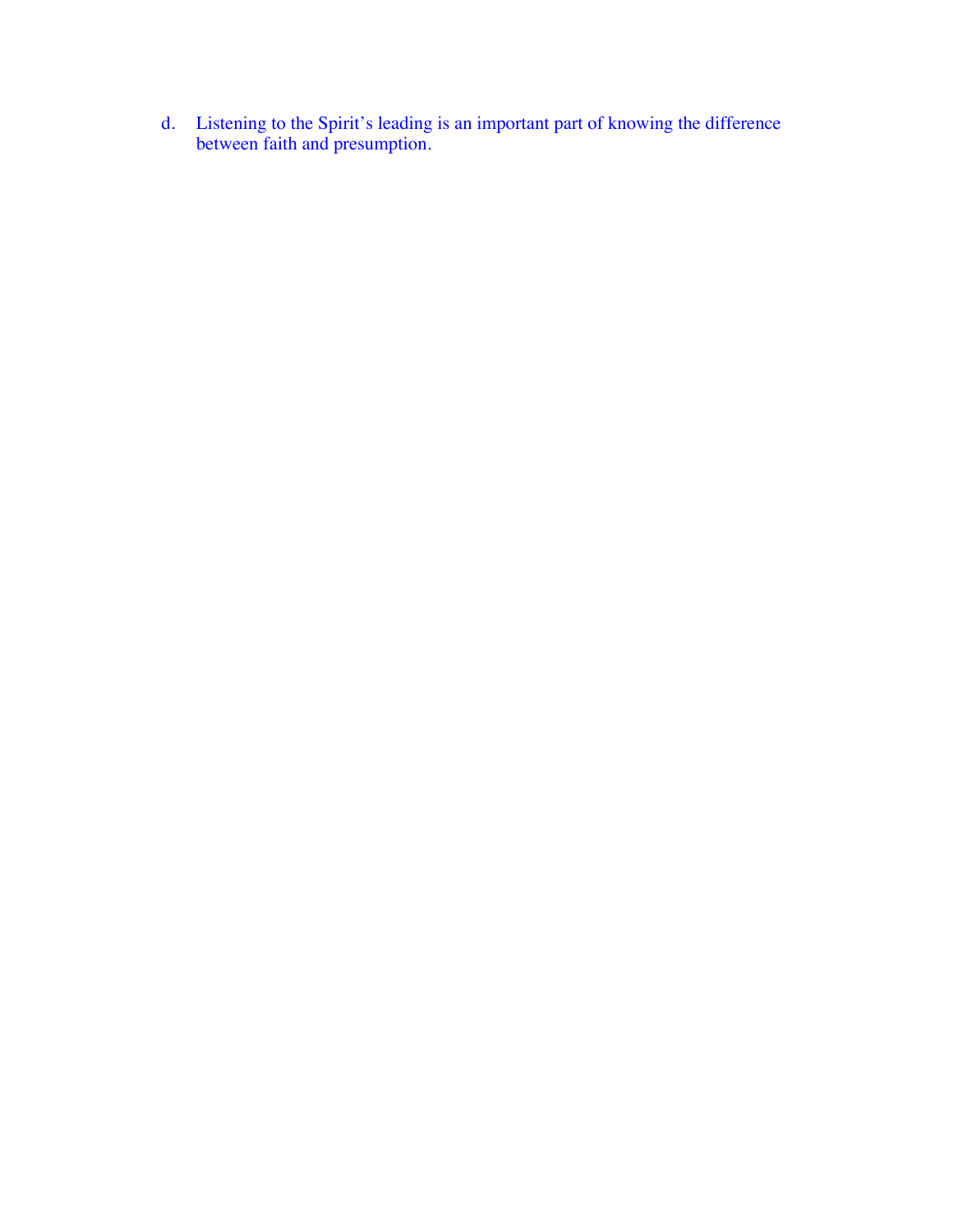d. Listening to the Spirit's leading is an important part of knowing the difference between faith and presumption.